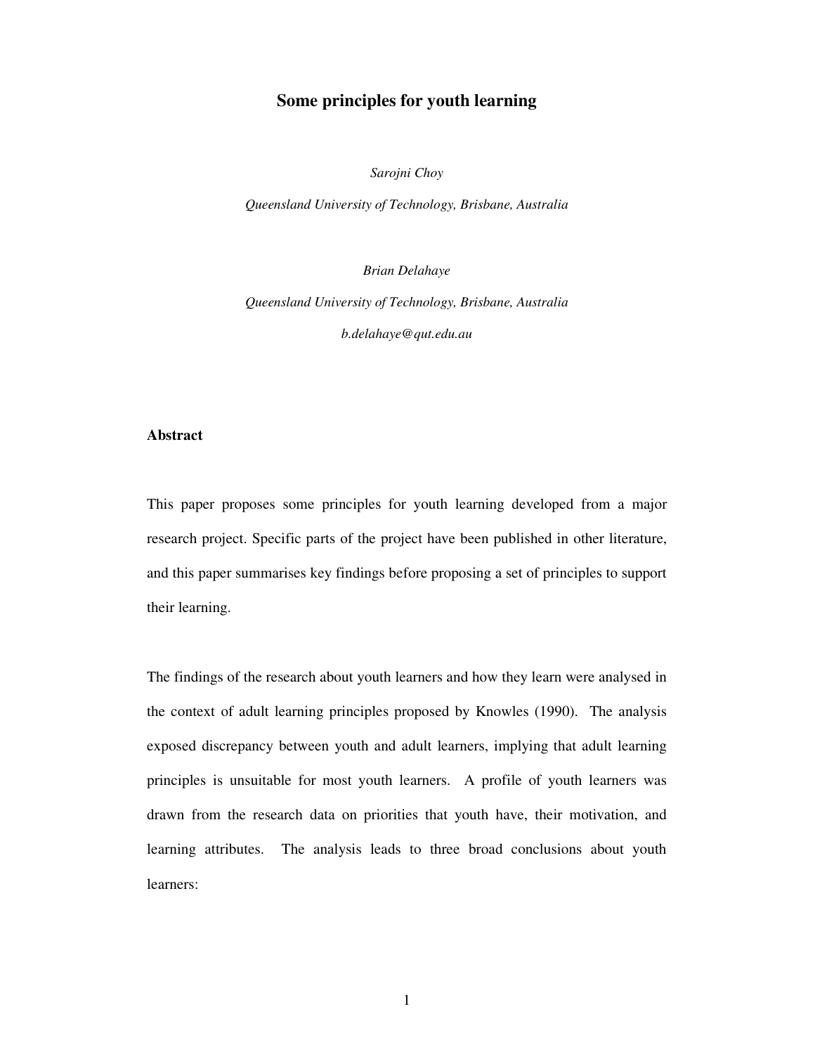# Some principles for youth learning

*Sarojni Choy*

*Queensland University of Technology, Brisbane, Australia*

*Brian Delahaye*

*Queensland University of Technology, Brisbane, Australia*

*b.delahaye@qut.edu.au*

## Abstract

This paper proposes some principles for youth learning developed from a major research project. Specific parts of the project have been published in other literature, and this paper summarises key findings before proposing a set of principles to support their learning.

The findings of the research about youth learners and how they learn were analysed in the context of adult learning principles proposed by Knowles (1990). The analysis exposed discrepancy between youth and adult learners, implying that adult learning principles is unsuitable for most youth learners. A profile of youth learners was drawn from the research data on priorities that youth have, their motivation, and learning attributes. The analysis leads to three broad conclusions about youth learners: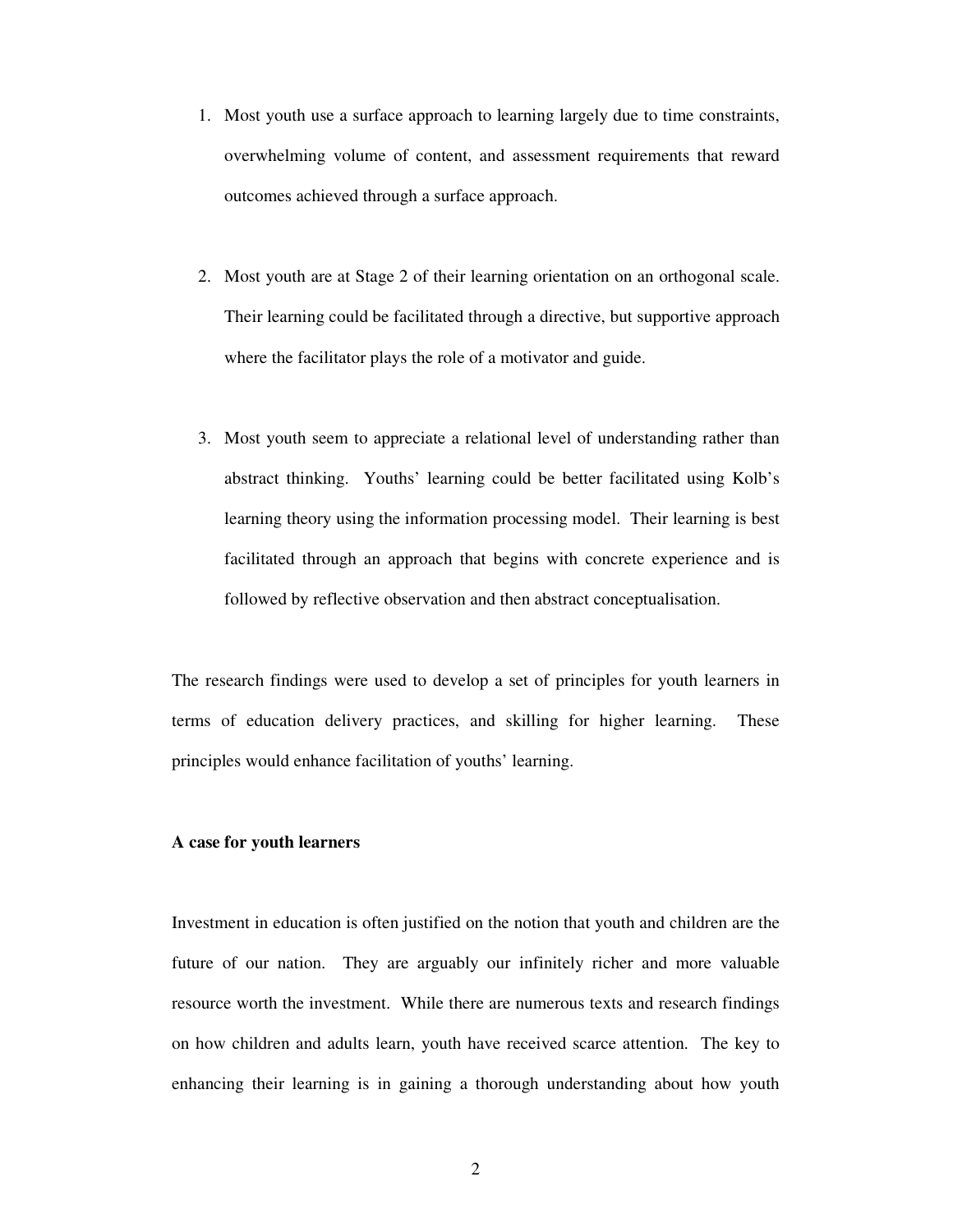1. Most youth use a surface approach to learning largely due to time constraints, overwhelming volume of content, and assessment requirements that reward outcomes achieved through a surface approach.

2. Most youth are at Stage 2 of their learning orientation on an orthogonal scale. Their learning could be facilitated through a directive, but supportive approach where the facilitator plays the role of a motivator and guide.

3. Most youth seem to appreciate a relational level of understanding rather than abstract thinking. Youths' learning could be better facilitated using Kolb's learning theory using the information processing model. Their learning is best facilitated through an approach that begins with concrete experience and is followed by reflective observation and then abstract conceptualisation.

The research findings were used to develop a set of principles for youth learners in terms of education delivery practices, and skilling for higher learning. These principles would enhance facilitation of youths' learning.

**A case for youth learners**

Investment in education is often justified on the notion that youth and children are the future of our nation. They are arguably our infinitely richer and more valuable resource worth the investment. While there are numerous texts and research findings on how children and adults learn, youth have received scarce attention. The key to enhancing their learning is in gaining a thorough understanding about how youth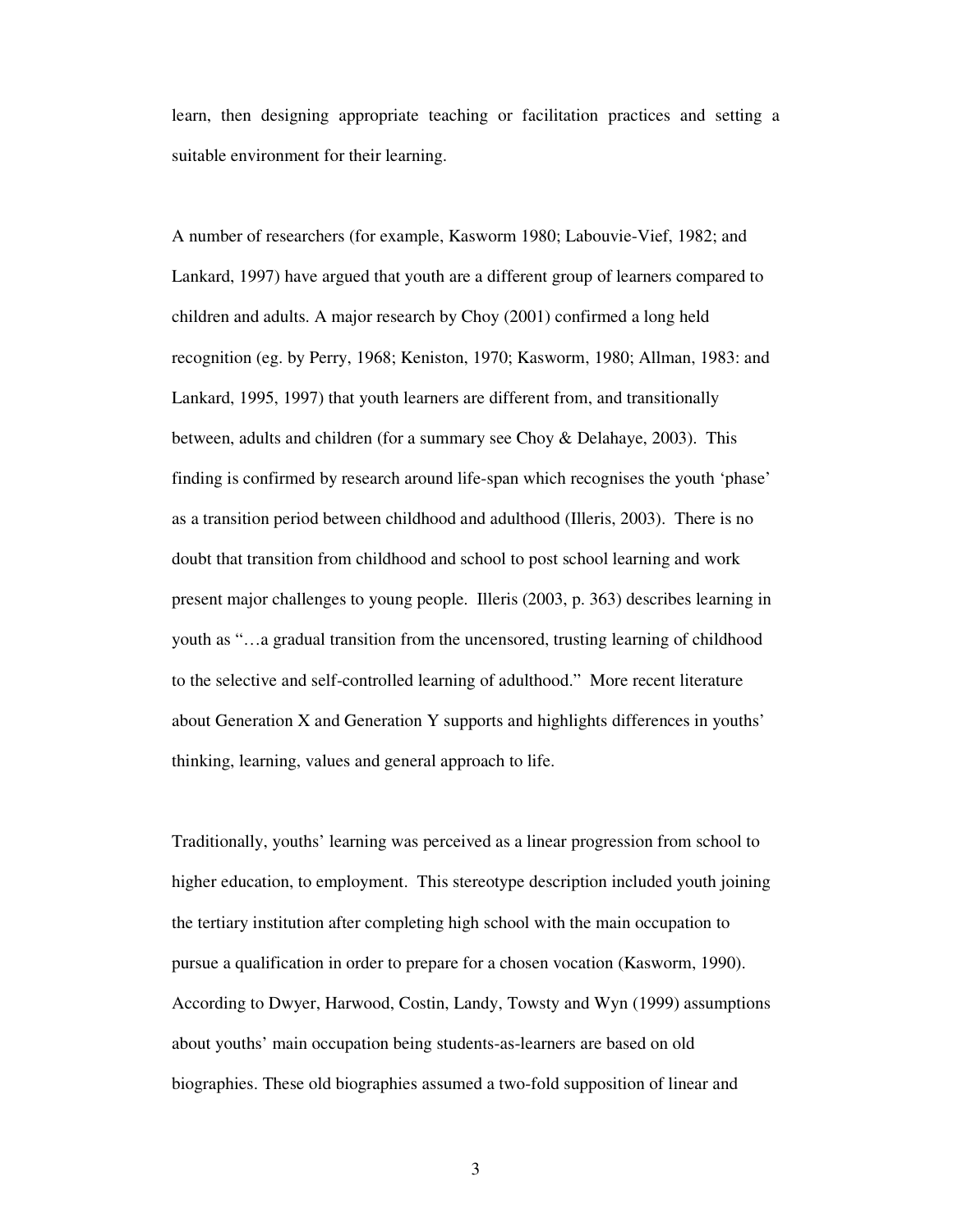learn, then designing appropriate teaching or facilitation practices and setting a suitable environment for their learning.

A number of researchers (for example, Kasworm 1980; Labouvie-Vief, 1982; and Lankard, 1997) have argued that youth are a different group of learners compared to children and adults. A major research by Choy (2001) confirmed a long held recognition (eg. by Perry, 1968; Keniston, 1970; Kasworm, 1980; Allman, 1983: and Lankard, 1995, 1997) that youth learners are different from, and transitionally between, adults and children (for a summary see Choy & Delahaye, 2003). This finding is confirmed by research around life-span which recognises the youth 'phase' as a transition period between childhood and adulthood (Illeris, 2003). There is no doubt that transition from childhood and school to post school learning and work present major challenges to young people. Illeris (2003, p. 363) describes learning in youth as "…a gradual transition from the uncensored, trusting learning of childhood to the selective and self-controlled learning of adulthood." More recent literature about Generation X and Generation Y supports and highlights differences in youths' thinking, learning, values and general approach to life.

Traditionally, youths' learning was perceived as a linear progression from school to higher education, to employment. This stereotype description included youth joining the tertiary institution after completing high school with the main occupation to pursue a qualification in order to prepare for a chosen vocation (Kasworm, 1990). According to Dwyer, Harwood, Costin, Landy, Towsty and Wyn (1999) assumptions about youths' main occupation being students-as-learners are based on old biographies. These old biographies assumed a two-fold supposition of linear and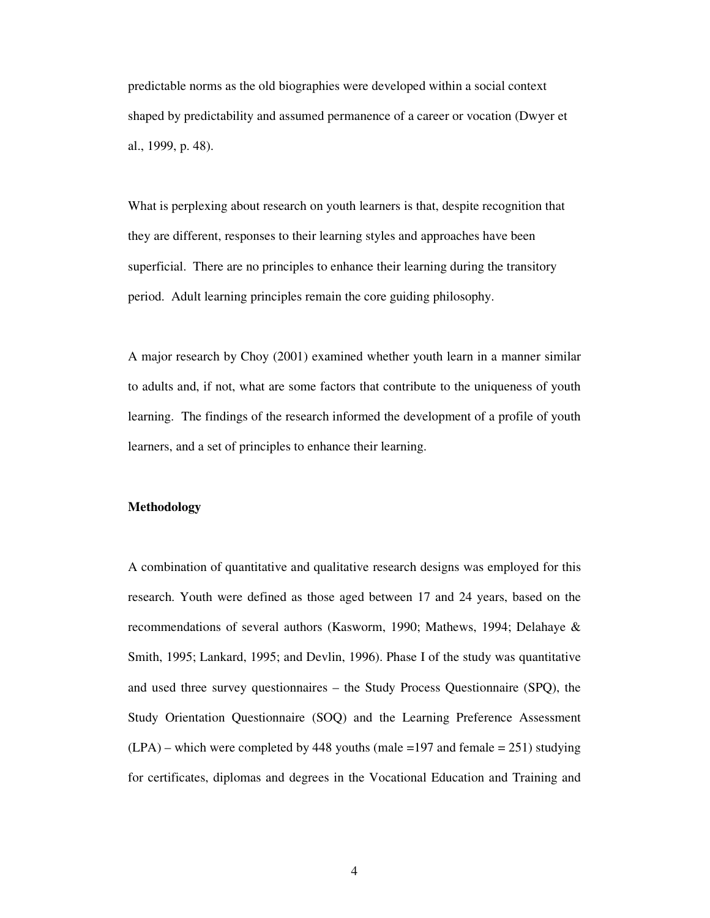predictable norms as the old biographies were developed within a social context shaped by predictability and assumed permanence of a career or vocation (Dwyer et al., 1999, p. 48).

What is perplexing about research on youth learners is that, despite recognition that they are different, responses to their learning styles and approaches have been superficial. There are no principles to enhance their learning during the transitory period. Adult learning principles remain the core guiding philosophy.

A major research by Choy (2001) examined whether youth learn in a manner similar to adults and, if not, what are some factors that contribute to the uniqueness of youth learning. The findings of the research informed the development of a profile of youth learners, and a set of principles to enhance their learning.

**Methodology**

A combination of quantitative and qualitative research designs was employed for this research. Youth were defined as those aged between 17 and 24 years, based on the recommendations of several authors (Kasworm, 1990; Mathews, 1994; Delahaye & Smith, 1995; Lankard, 1995; and Devlin, 1996). Phase I of the study was quantitative and used three survey questionnaires – the Study Process Questionnaire (SPQ), the Study Orientation Questionnaire (SOQ) and the Learning Preference Assessment (LPA) – which were completed by 448 youths (male =197 and female = 251) studying for certificates, diplomas and degrees in the Vocational Education and Training and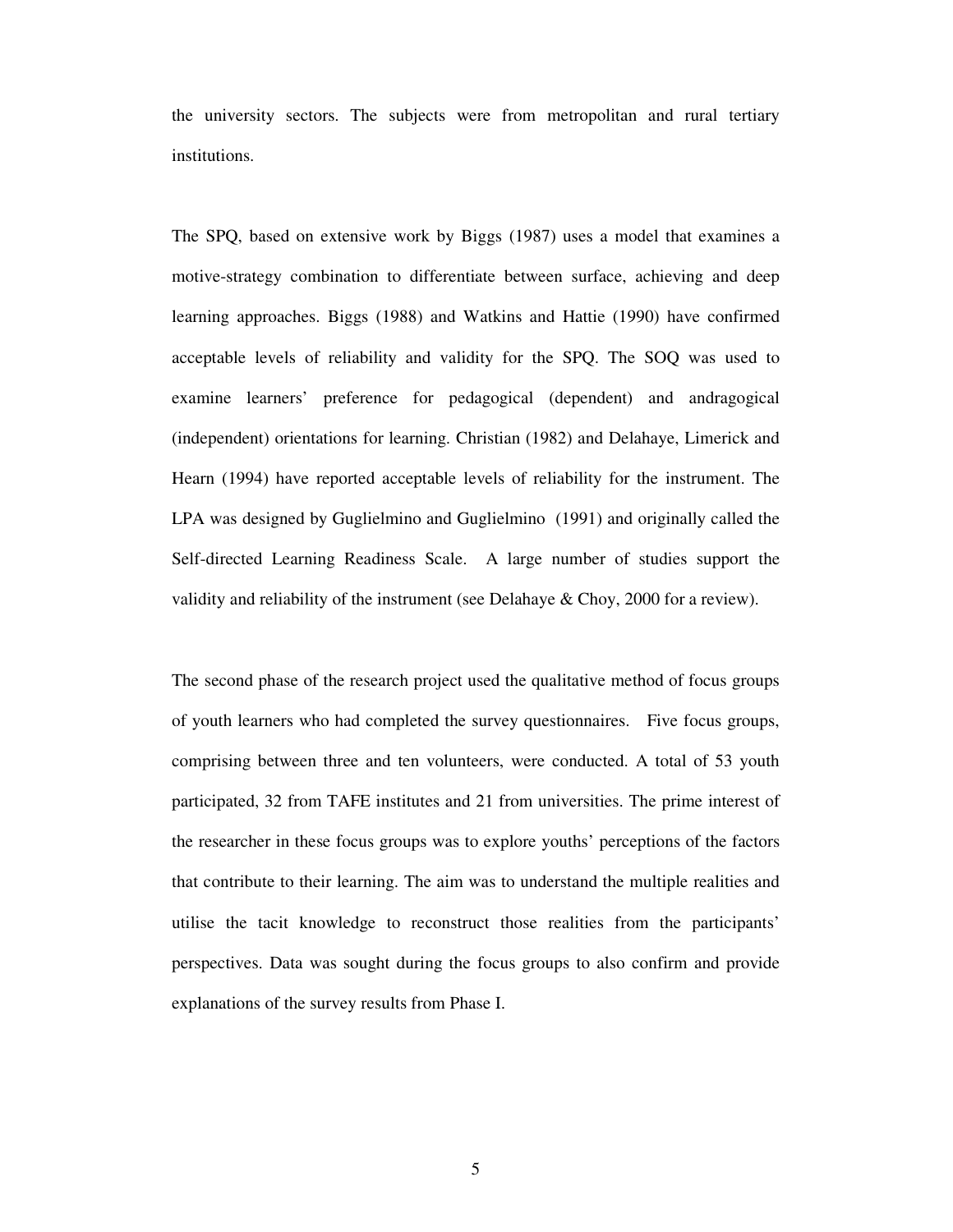the university sectors. The subjects were from metropolitan and rural tertiary institutions.

The SPQ, based on extensive work by Biggs (1987) uses a model that examines a motive-strategy combination to differentiate between surface, achieving and deep learning approaches. Biggs (1988) and Watkins and Hattie (1990) have confirmed acceptable levels of reliability and validity for the SPQ. The SOQ was used to examine learners' preference for pedagogical (dependent) and andragogical (independent) orientations for learning. Christian (1982) and Delahaye, Limerick and Hearn (1994) have reported acceptable levels of reliability for the instrument. The LPA was designed by Guglielmino and Guglielmino (1991) and originally called the Self-directed Learning Readiness Scale. A large number of studies support the validity and reliability of the instrument (see Delahaye & Choy, 2000 for a review).

The second phase of the research project used the qualitative method of focus groups of youth learners who had completed the survey questionnaires. Five focus groups, comprising between three and ten volunteers, were conducted. A total of 53 youth participated, 32 from TAFE institutes and 21 from universities. The prime interest of the researcher in these focus groups was to explore youths' perceptions of the factors that contribute to their learning. The aim was to understand the multiple realities and utilise the tacit knowledge to reconstruct those realities from the participants' perspectives. Data was sought during the focus groups to also confirm and provide explanations of the survey results from Phase I.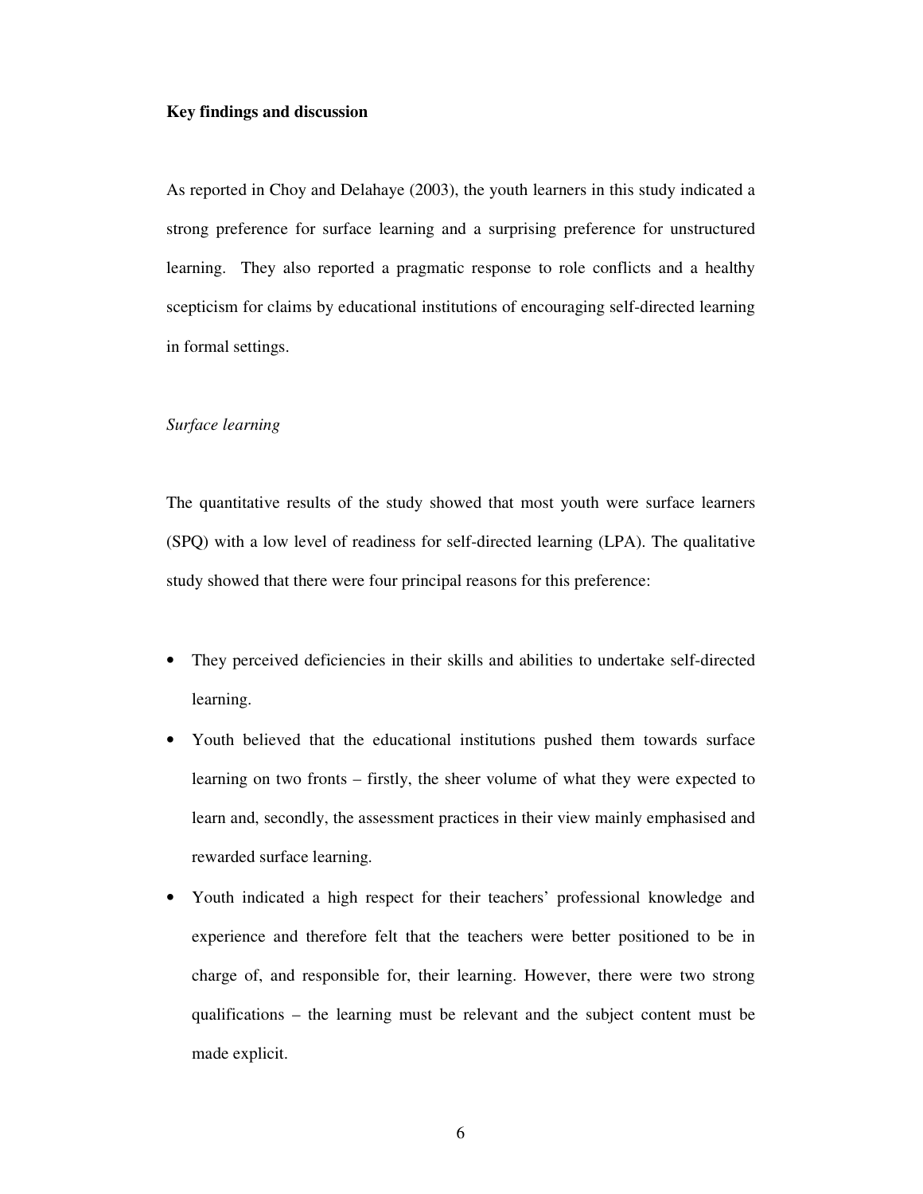## Key findings and discussion

As reported in Choy and Delahaye (2003), the youth learners in this study indicated a strong preference for surface learning and a surprising preference for unstructured learning. They also reported a pragmatic response to role conflicts and a healthy scepticism for claims by educational institutions of encouraging self-directed learning in formal settings.

### *Surface learning*

The quantitative results of the study showed that most youth were surface learners (SPQ) with a low level of readiness for self-directed learning (LPA). The qualitative study showed that there were four principal reasons for this preference:

- They perceived deficiencies in their skills and abilities to undertake self-directed learning.
- Youth believed that the educational institutions pushed them towards surface learning on two fronts – firstly, the sheer volume of what they were expected to learn and, secondly, the assessment practices in their view mainly emphasised and rewarded surface learning.
- Youth indicated a high respect for their teachers' professional knowledge and experience and therefore felt that the teachers were better positioned to be in charge of, and responsible for, their learning. However, there were two strong qualifications – the learning must be relevant and the subject content must be made explicit.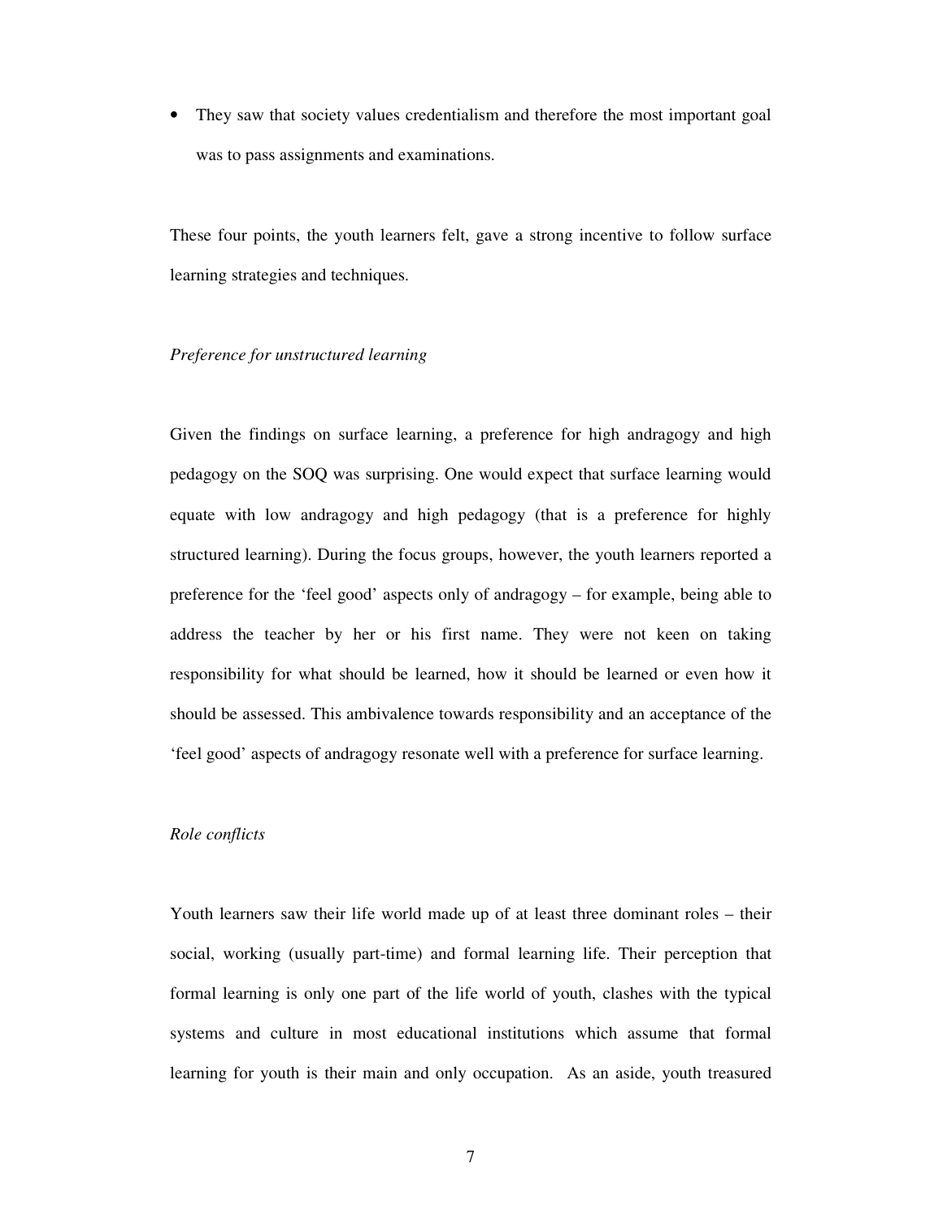- They saw that society values credentialism and therefore the most important goal was to pass assignments and examinations.

These four points, the youth learners felt, gave a strong incentive to follow surface learning strategies and techniques.

*Preference for unstructured learning*

Given the findings on surface learning, a preference for high andragogy and high pedagogy on the SOQ was surprising. One would expect that surface learning would equate with low andragogy and high pedagogy (that is a preference for highly structured learning). During the focus groups, however, the youth learners reported a preference for the 'feel good' aspects only of andragogy – for example, being able to address the teacher by her or his first name. They were not keen on taking responsibility for what should be learned, how it should be learned or even how it should be assessed. This ambivalence towards responsibility and an acceptance of the 'feel good' aspects of andragogy resonate well with a preference for surface learning.

*Role conflicts*

Youth learners saw their life world made up of at least three dominant roles – their social, working (usually part-time) and formal learning life. Their perception that formal learning is only one part of the life world of youth, clashes with the typical systems and culture in most educational institutions which assume that formal learning for youth is their main and only occupation. As an aside, youth treasured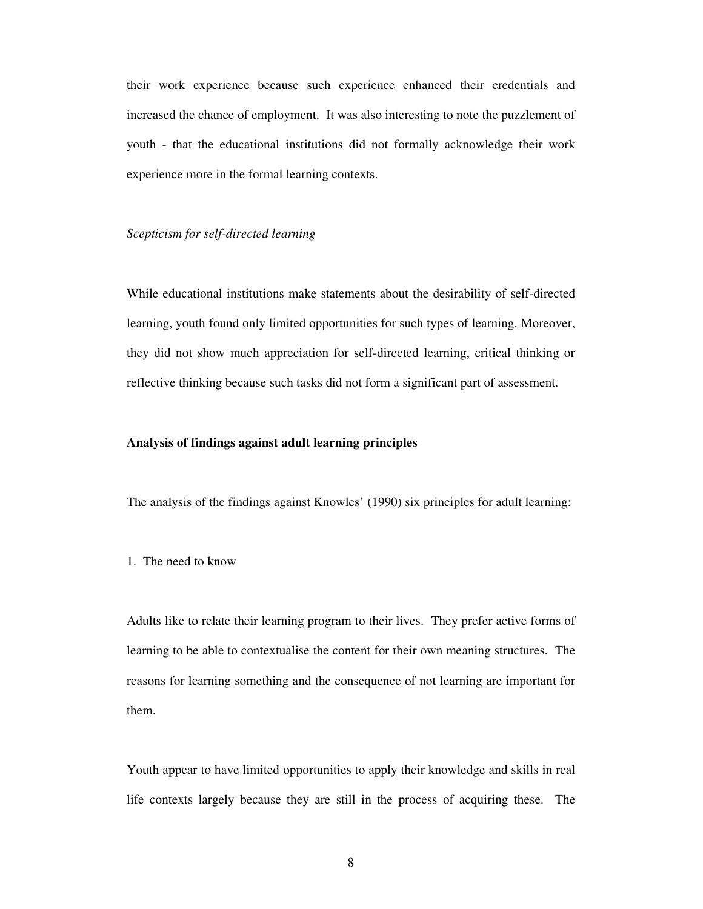their work experience because such experience enhanced their credentials and increased the chance of employment. It was also interesting to note the puzzlement of youth - that the educational institutions did not formally acknowledge their work experience more in the formal learning contexts.

*Scepticism for self-directed learning*

While educational institutions make statements about the desirability of self-directed learning, youth found only limited opportunities for such types of learning. Moreover, they did not show much appreciation for self-directed learning, critical thinking or reflective thinking because such tasks did not form a significant part of assessment.

**Analysis of findings against adult learning principles**

The analysis of the findings against Knowles' (1990) six principles for adult learning:

1. The need to know

Adults like to relate their learning program to their lives. They prefer active forms of learning to be able to contextualise the content for their own meaning structures. The reasons for learning something and the consequence of not learning are important for them.

Youth appear to have limited opportunities to apply their knowledge and skills in real life contexts largely because they are still in the process of acquiring these. The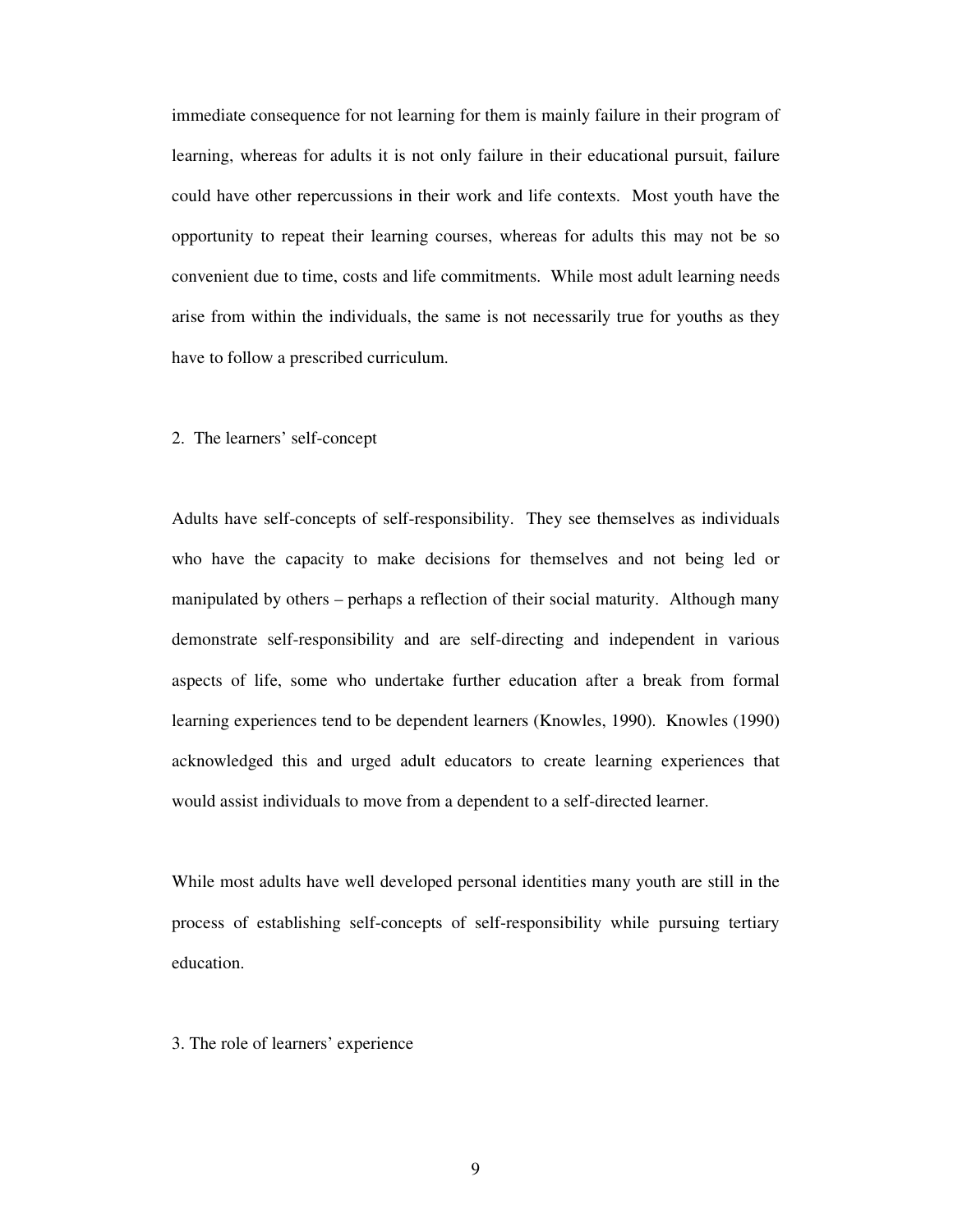immediate consequence for not learning for them is mainly failure in their program of learning, whereas for adults it is not only failure in their educational pursuit, failure could have other repercussions in their work and life contexts. Most youth have the opportunity to repeat their learning courses, whereas for adults this may not be so convenient due to time, costs and life commitments. While most adult learning needs arise from within the individuals, the same is not necessarily true for youths as they have to follow a prescribed curriculum.

2. The learners' self-concept

Adults have self-concepts of self-responsibility. They see themselves as individuals who have the capacity to make decisions for themselves and not being led or manipulated by others – perhaps a reflection of their social maturity. Although many demonstrate self-responsibility and are self-directing and independent in various aspects of life, some who undertake further education after a break from formal learning experiences tend to be dependent learners (Knowles, 1990). Knowles (1990) acknowledged this and urged adult educators to create learning experiences that would assist individuals to move from a dependent to a self-directed learner.

While most adults have well developed personal identities many youth are still in the process of establishing self-concepts of self-responsibility while pursuing tertiary education.

3. The role of learners' experience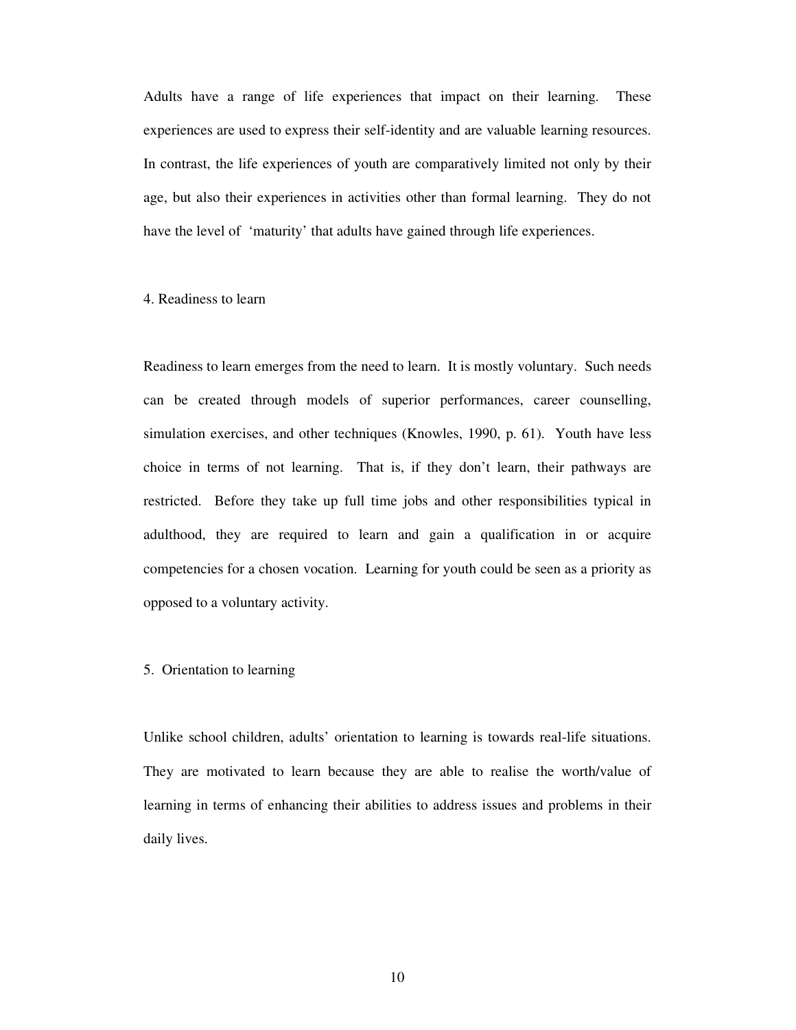Adults have a range of life experiences that impact on their learning. These experiences are used to express their self-identity and are valuable learning resources. In contrast, the life experiences of youth are comparatively limited not only by their age, but also their experiences in activities other than formal learning. They do not have the level of 'maturity' that adults have gained through life experiences.

4. Readiness to learn

Readiness to learn emerges from the need to learn. It is mostly voluntary. Such needs can be created through models of superior performances, career counselling, simulation exercises, and other techniques (Knowles, 1990, p. 61). Youth have less choice in terms of not learning. That is, if they don't learn, their pathways are restricted. Before they take up full time jobs and other responsibilities typical in adulthood, they are required to learn and gain a qualification in or acquire competencies for a chosen vocation. Learning for youth could be seen as a priority as opposed to a voluntary activity.

5. Orientation to learning

Unlike school children, adults' orientation to learning is towards real-life situations. They are motivated to learn because they are able to realise the worth/value of learning in terms of enhancing their abilities to address issues and problems in their daily lives.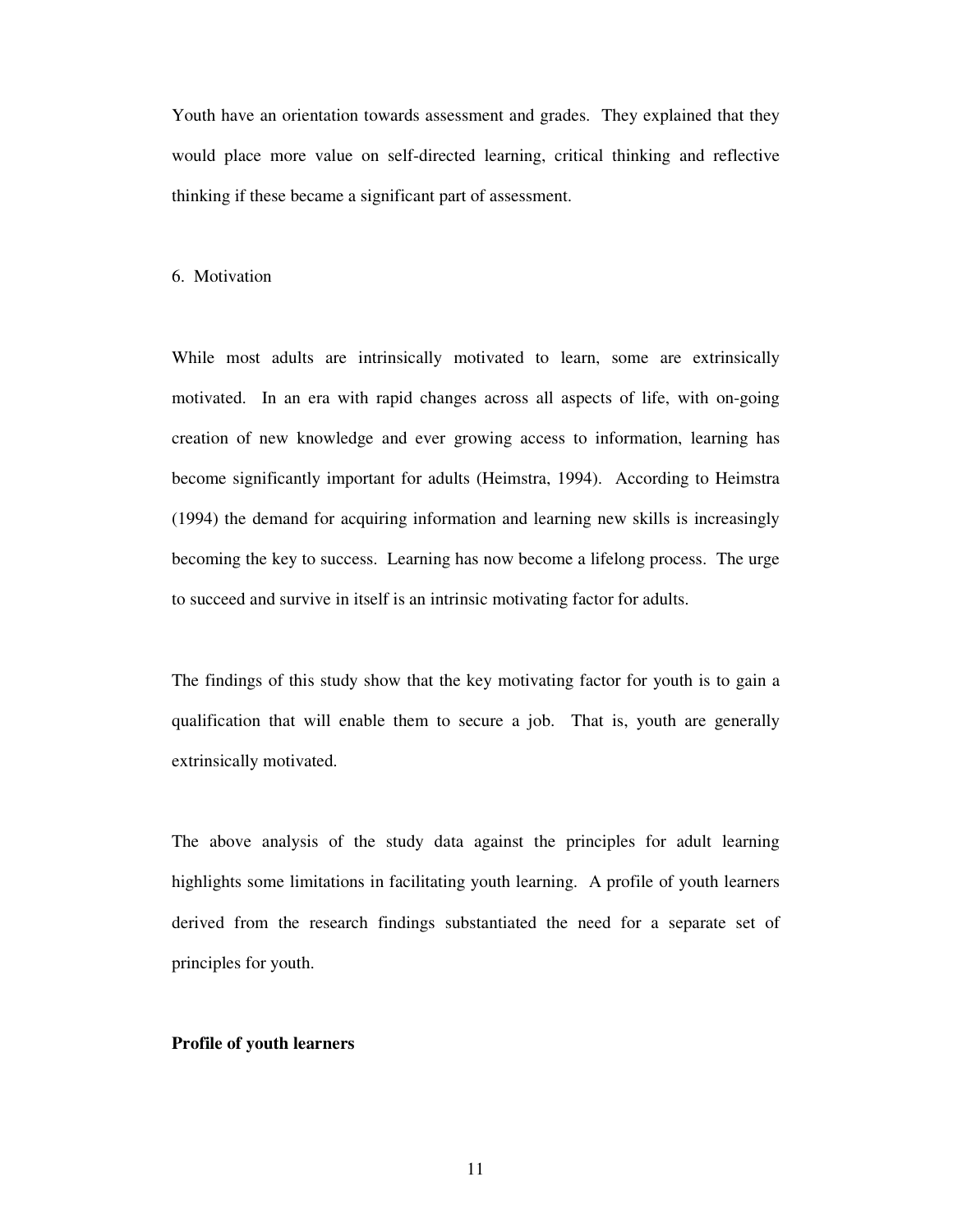Youth have an orientation towards assessment and grades. They explained that they would place more value on self-directed learning, critical thinking and reflective thinking if these became a significant part of assessment.

6. Motivation

While most adults are intrinsically motivated to learn, some are extrinsically motivated. In an era with rapid changes across all aspects of life, with on-going creation of new knowledge and ever growing access to information, learning has become significantly important for adults (Heimstra, 1994). According to Heimstra (1994) the demand for acquiring information and learning new skills is increasingly becoming the key to success. Learning has now become a lifelong process. The urge to succeed and survive in itself is an intrinsic motivating factor for adults.

The findings of this study show that the key motivating factor for youth is to gain a qualification that will enable them to secure a job. That is, youth are generally extrinsically motivated.

The above analysis of the study data against the principles for adult learning highlights some limitations in facilitating youth learning. A profile of youth learners derived from the research findings substantiated the need for a separate set of principles for youth.

**Profile of youth learners**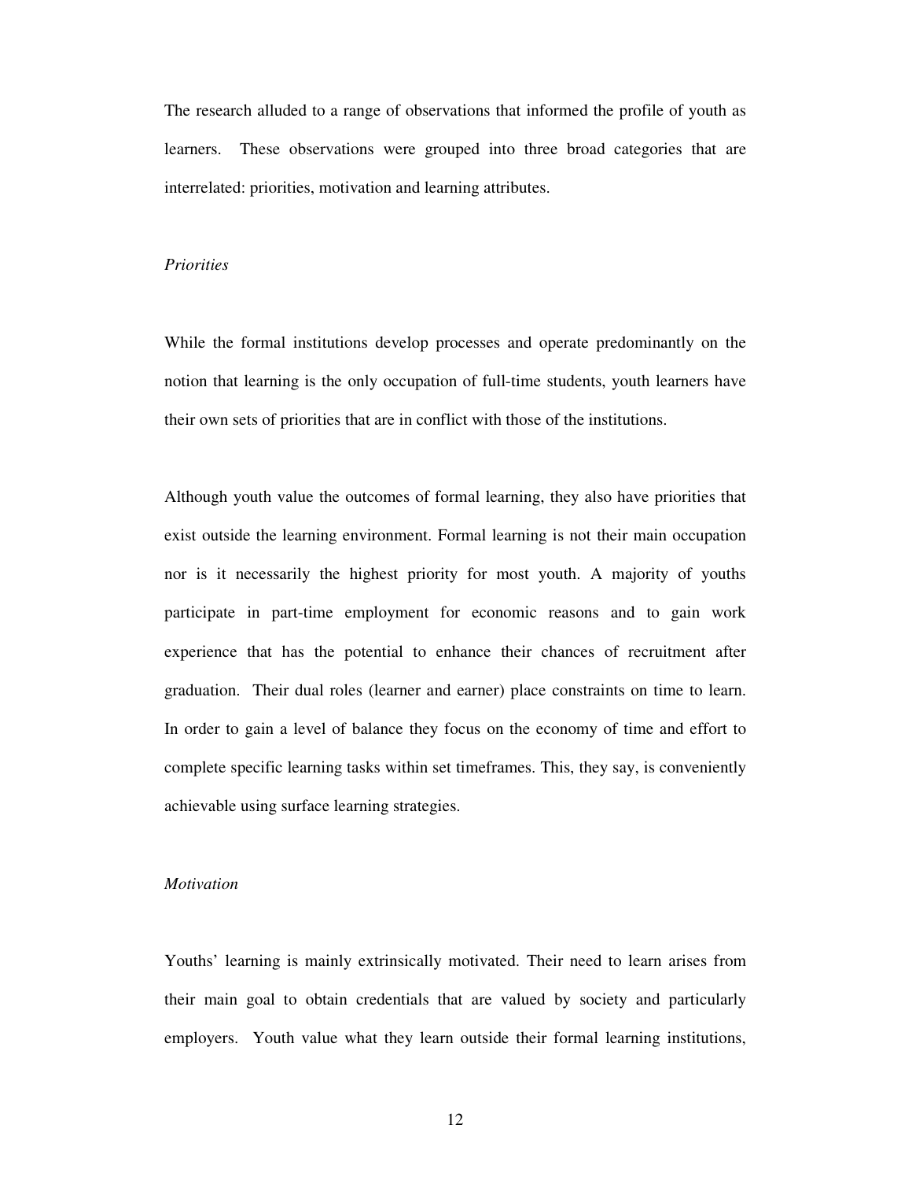The research alluded to a range of observations that informed the profile of youth as learners. These observations were grouped into three broad categories that are interrelated: priorities, motivation and learning attributes.

*Priorities*

While the formal institutions develop processes and operate predominantly on the notion that learning is the only occupation of full-time students, youth learners have their own sets of priorities that are in conflict with those of the institutions.

Although youth value the outcomes of formal learning, they also have priorities that exist outside the learning environment. Formal learning is not their main occupation nor is it necessarily the highest priority for most youth. A majority of youths participate in part-time employment for economic reasons and to gain work experience that has the potential to enhance their chances of recruitment after graduation. Their dual roles (learner and earner) place constraints on time to learn. In order to gain a level of balance they focus on the economy of time and effort to complete specific learning tasks within set timeframes. This, they say, is conveniently achievable using surface learning strategies.

*Motivation*

Youths' learning is mainly extrinsically motivated. Their need to learn arises from their main goal to obtain credentials that are valued by society and particularly employers. Youth value what they learn outside their formal learning institutions,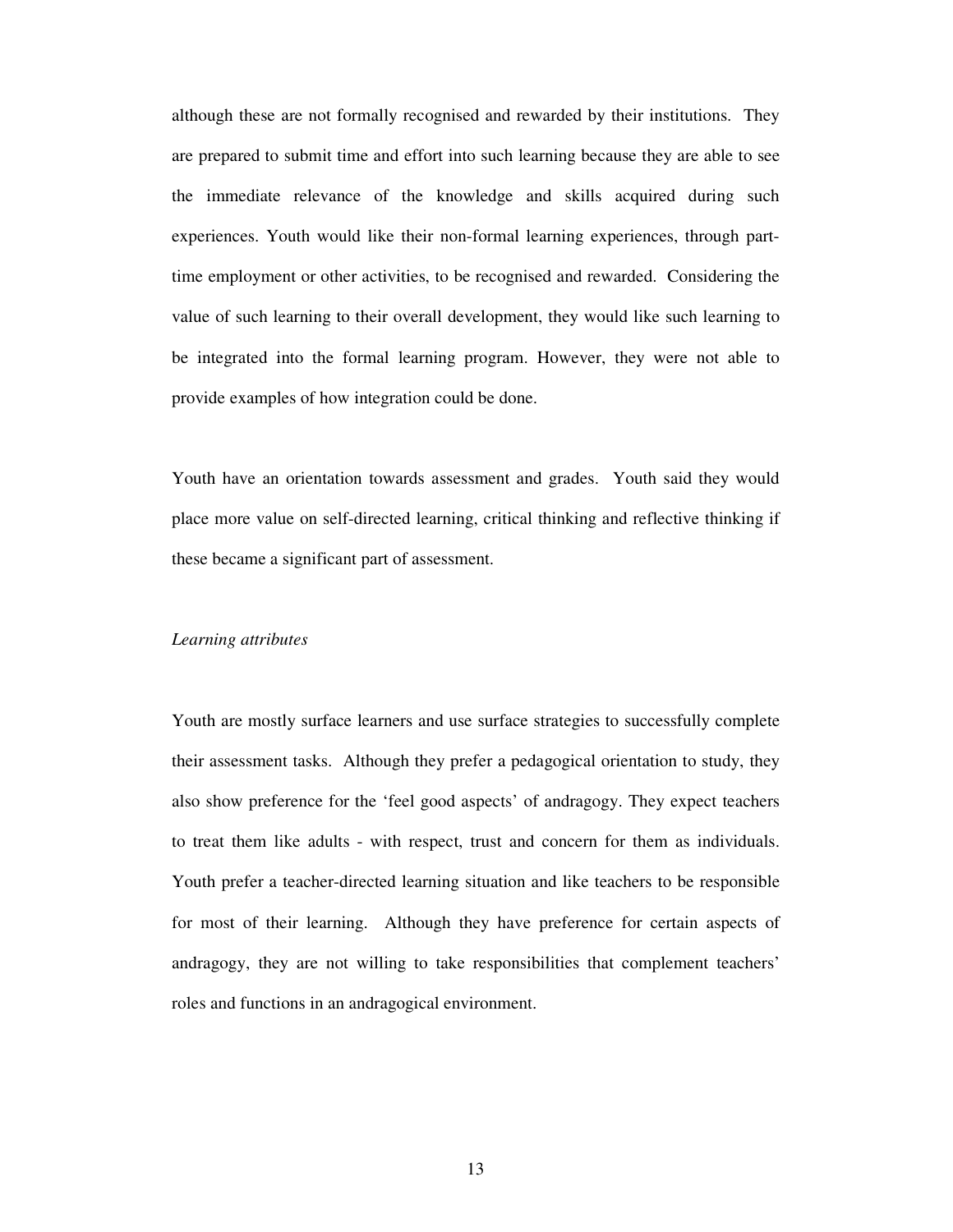although these are not formally recognised and rewarded by their institutions. They are prepared to submit time and effort into such learning because they are able to see the immediate relevance of the knowledge and skills acquired during such experiences. Youth would like their non-formal learning experiences, through part-time employment or other activities, to be recognised and rewarded. Considering the value of such learning to their overall development, they would like such learning to be integrated into the formal learning program. However, they were not able to provide examples of how integration could be done.

Youth have an orientation towards assessment and grades. Youth said they would place more value on self-directed learning, critical thinking and reflective thinking if these became a significant part of assessment.

*Learning attributes*

Youth are mostly surface learners and use surface strategies to successfully complete their assessment tasks. Although they prefer a pedagogical orientation to study, they also show preference for the 'feel good aspects' of andragogy. They expect teachers to treat them like adults - with respect, trust and concern for them as individuals. Youth prefer a teacher-directed learning situation and like teachers to be responsible for most of their learning. Although they have preference for certain aspects of andragogy, they are not willing to take responsibilities that complement teachers' roles and functions in an andragogical environment.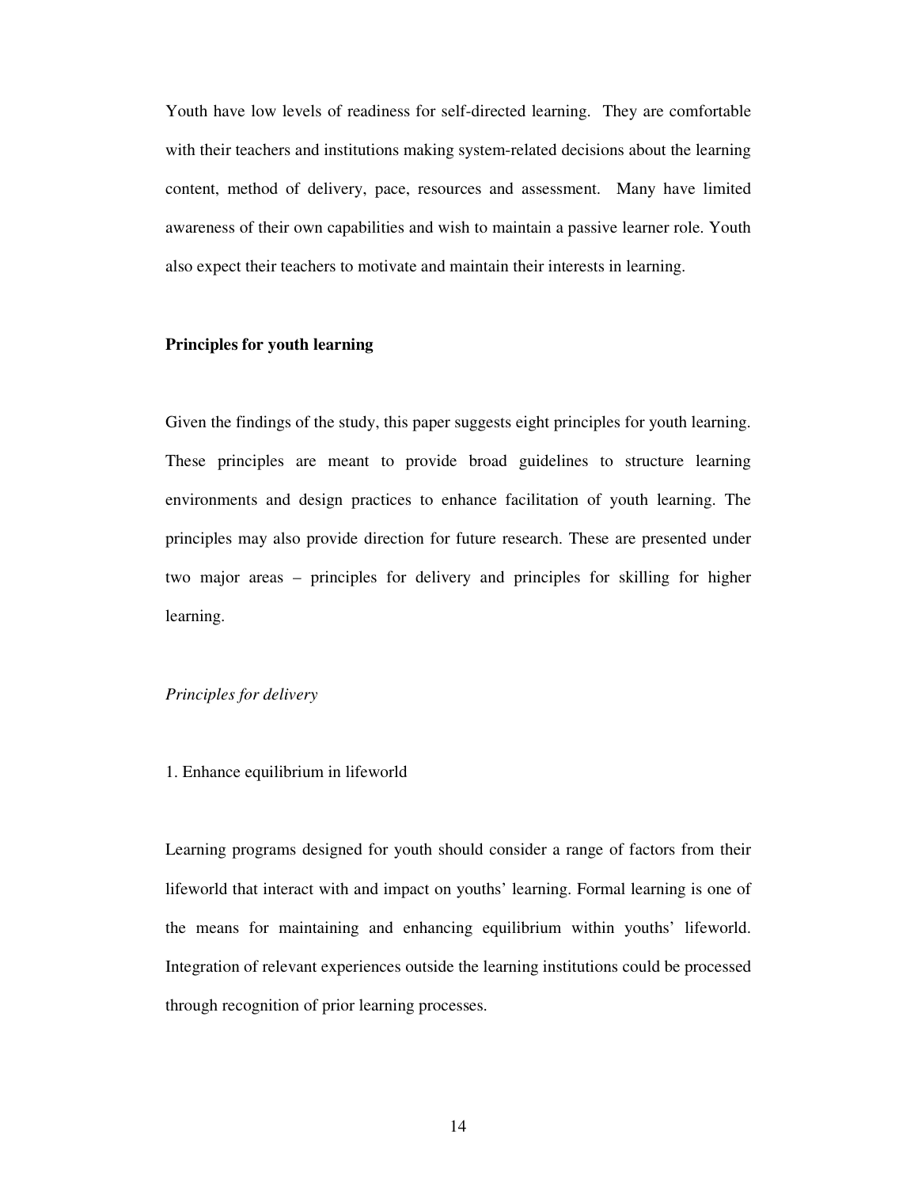Youth have low levels of readiness for self-directed learning. They are comfortable with their teachers and institutions making system-related decisions about the learning content, method of delivery, pace, resources and assessment. Many have limited awareness of their own capabilities and wish to maintain a passive learner role. Youth also expect their teachers to motivate and maintain their interests in learning.

## Principles for youth learning

Given the findings of the study, this paper suggests eight principles for youth learning. These principles are meant to provide broad guidelines to structure learning environments and design practices to enhance facilitation of youth learning. The principles may also provide direction for future research. These are presented under two major areas – principles for delivery and principles for skilling for higher learning.

### *Principles for delivery*

1. Enhance equilibrium in lifeworld

Learning programs designed for youth should consider a range of factors from their lifeworld that interact with and impact on youths' learning. Formal learning is one of the means for maintaining and enhancing equilibrium within youths' lifeworld. Integration of relevant experiences outside the learning institutions could be processed through recognition of prior learning processes.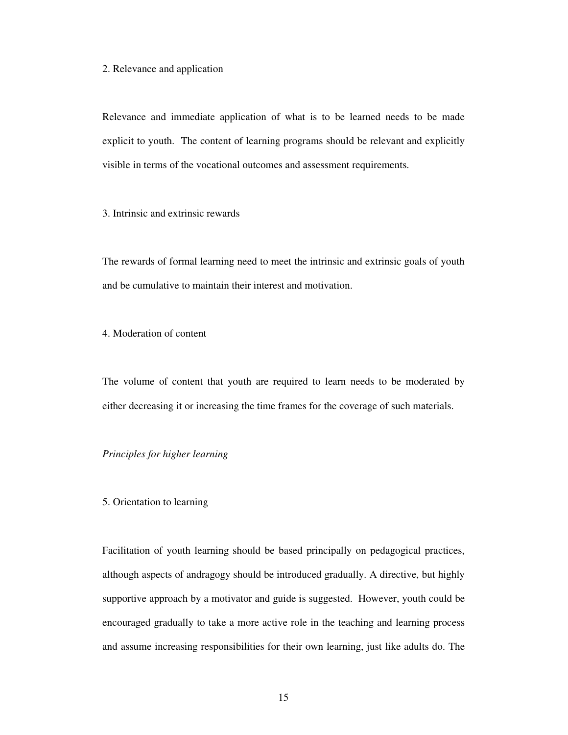2. Relevance and application

Relevance and immediate application of what is to be learned needs to be made explicit to youth. The content of learning programs should be relevant and explicitly visible in terms of the vocational outcomes and assessment requirements.

3. Intrinsic and extrinsic rewards

The rewards of formal learning need to meet the intrinsic and extrinsic goals of youth and be cumulative to maintain their interest and motivation.

4. Moderation of content

The volume of content that youth are required to learn needs to be moderated by either decreasing it or increasing the time frames for the coverage of such materials.

*Principles for higher learning*

5. Orientation to learning

Facilitation of youth learning should be based principally on pedagogical practices, although aspects of andragogy should be introduced gradually. A directive, but highly supportive approach by a motivator and guide is suggested. However, youth could be encouraged gradually to take a more active role in the teaching and learning process and assume increasing responsibilities for their own learning, just like adults do. The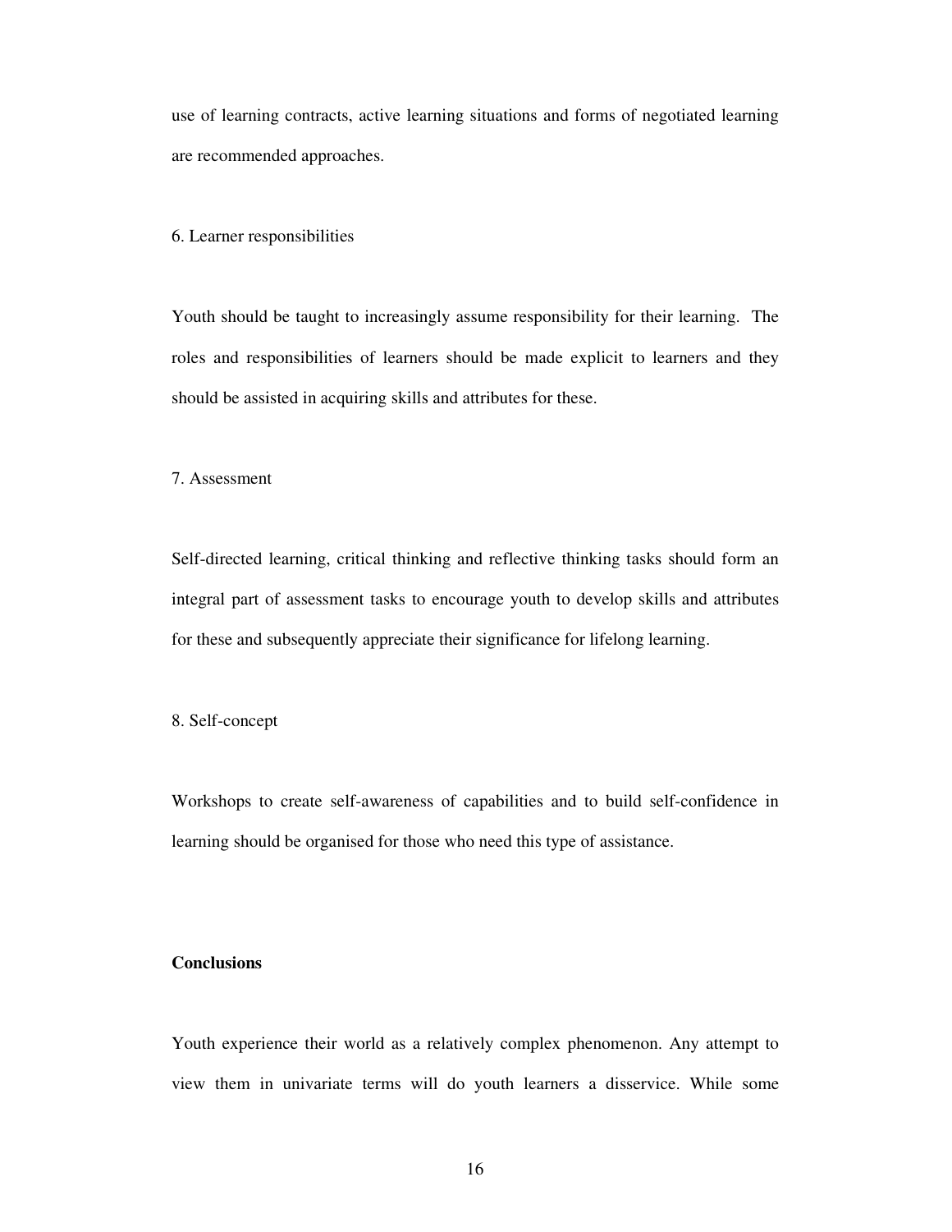use of learning contracts, active learning situations and forms of negotiated learning are recommended approaches.

6. Learner responsibilities

Youth should be taught to increasingly assume responsibility for their learning. The roles and responsibilities of learners should be made explicit to learners and they should be assisted in acquiring skills and attributes for these.

7. Assessment

Self-directed learning, critical thinking and reflective thinking tasks should form an integral part of assessment tasks to encourage youth to develop skills and attributes for these and subsequently appreciate their significance for lifelong learning.

8. Self-concept

Workshops to create self-awareness of capabilities and to build self-confidence in learning should be organised for those who need this type of assistance.

**Conclusions**

Youth experience their world as a relatively complex phenomenon. Any attempt to view them in univariate terms will do youth learners a disservice. While some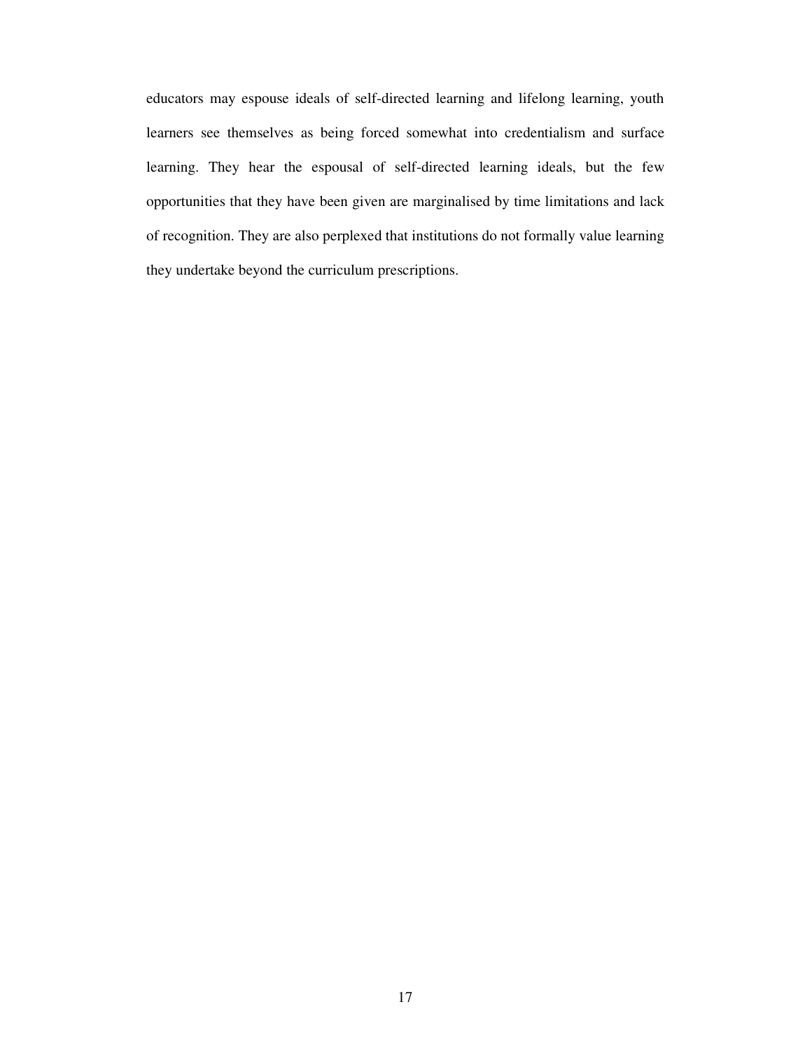educators may espouse ideals of self-directed learning and lifelong learning, youth learners see themselves as being forced somewhat into credentialism and surface learning. They hear the espousal of self-directed learning ideals, but the few opportunities that they have been given are marginalised by time limitations and lack of recognition. They are also perplexed that institutions do not formally value learning they undertake beyond the curriculum prescriptions.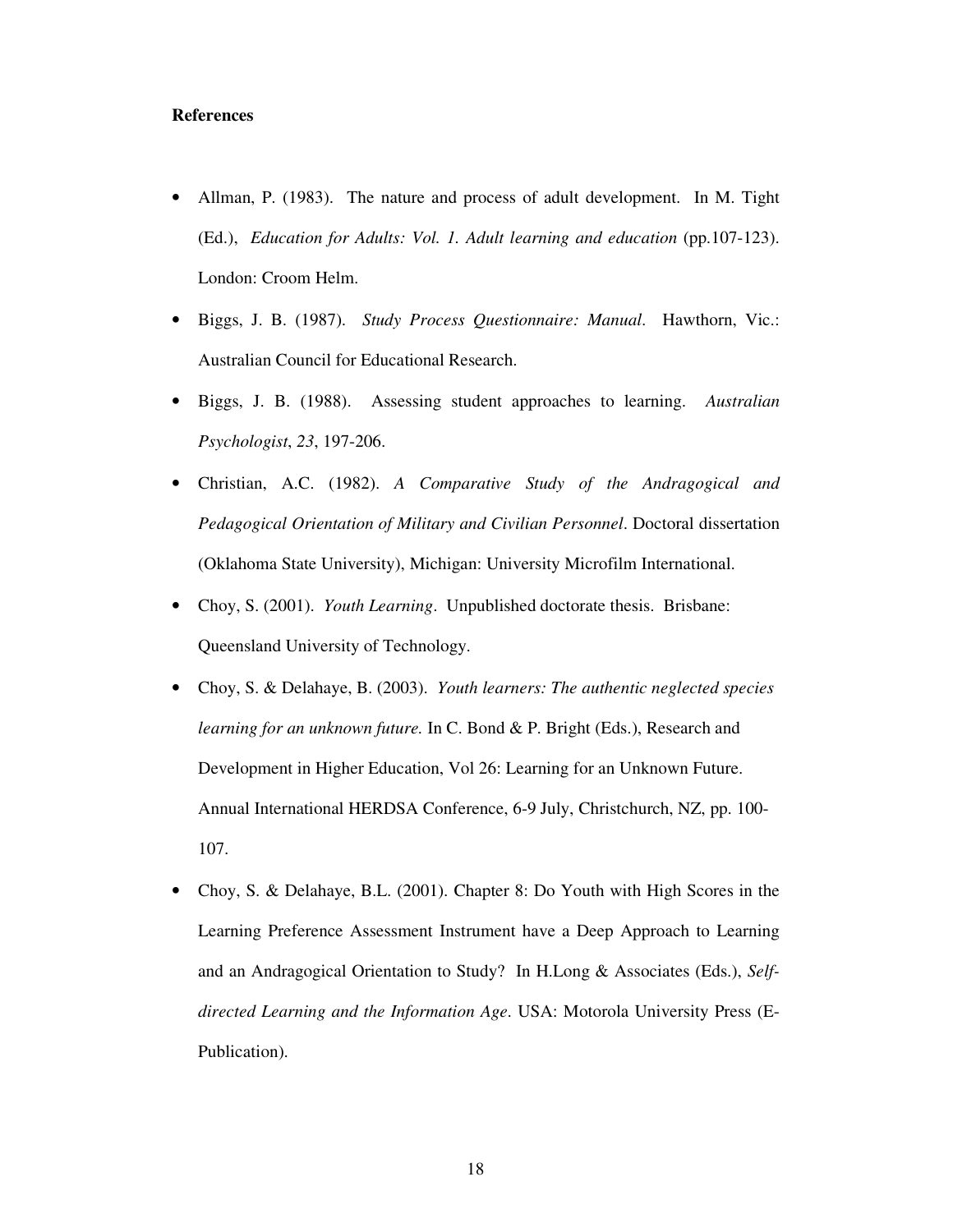**References**

- Allman, P. (1983). The nature and process of adult development. In M. Tight (Ed.), *Education for Adults: Vol. 1. Adult learning and education* (pp.107-123). London: Croom Helm.
- Biggs, J. B. (1987). *Study Process Questionnaire: Manual*. Hawthorn, Vic.: Australian Council for Educational Research.
- Biggs, J. B. (1988). Assessing student approaches to learning. *Australian Psychologist*, *23*, 197-206.
- Christian, A.C. (1982). *A Comparative Study of the Andragogical and Pedagogical Orientation of Military and Civilian Personnel*. Doctoral dissertation (Oklahoma State University), Michigan: University Microfilm International.
- Choy, S. (2001). *Youth Learning*. Unpublished doctorate thesis. Brisbane: Queensland University of Technology.
- Choy, S. & Delahaye, B. (2003). *Youth learners: The authentic neglected species learning for an unknown future.* In C. Bond & P. Bright (Eds.), Research and Development in Higher Education, Vol 26: Learning for an Unknown Future. Annual International HERDSA Conference, 6-9 July, Christchurch, NZ, pp. 100-107.
- Choy, S. & Delahaye, B.L. (2001). Chapter 8: Do Youth with High Scores in the Learning Preference Assessment Instrument have a Deep Approach to Learning and an Andragogical Orientation to Study? In H.Long & Associates (Eds.), *Self-directed Learning and the Information Age*. USA: Motorola University Press (E-Publication).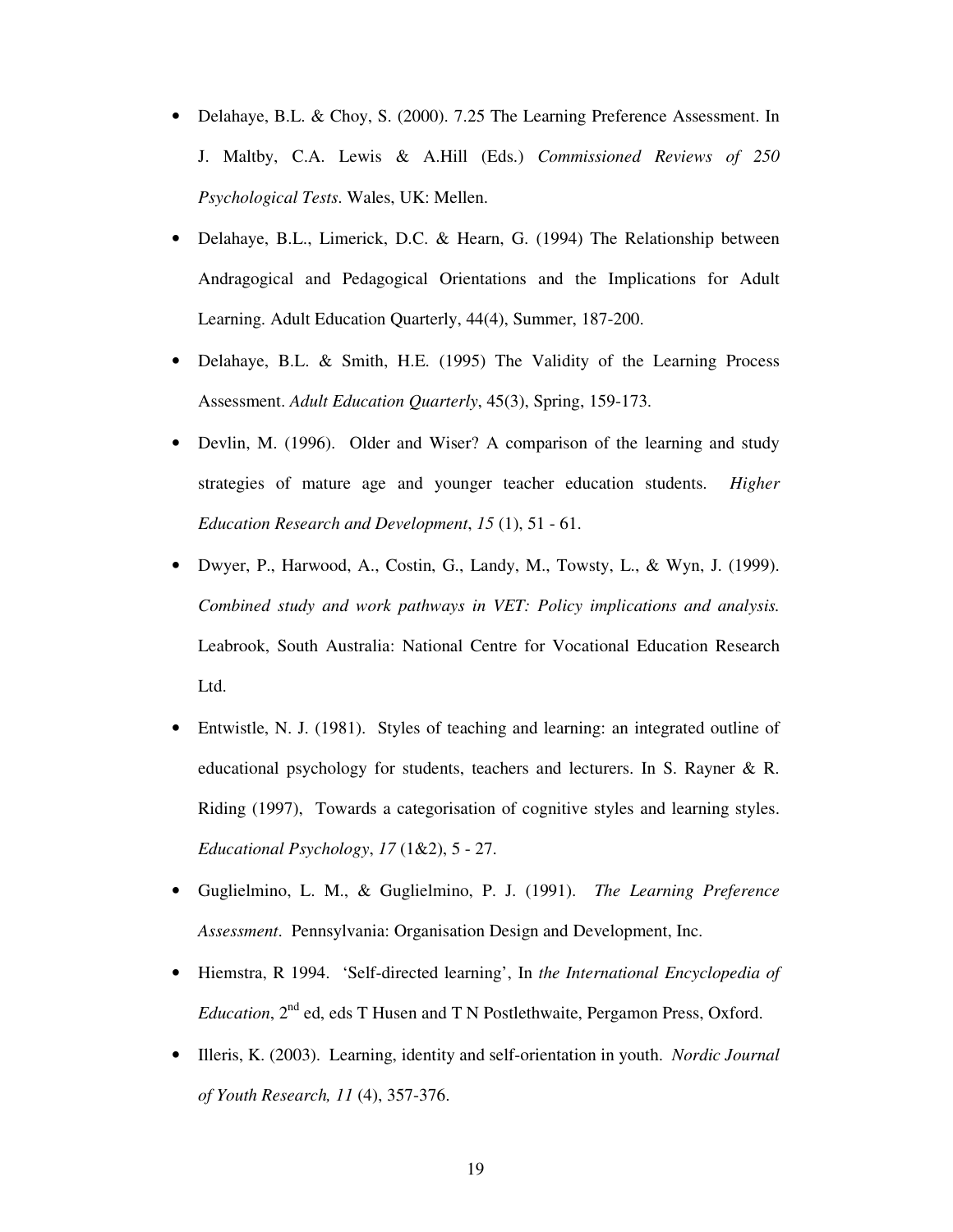- Delahaye, B.L. & Choy, S. (2000). 7.25 The Learning Preference Assessment. In J. Maltby, C.A. Lewis & A.Hill (Eds.) *Commissioned Reviews of 250 Psychological Tests*. Wales, UK: Mellen.
- Delahaye, B.L., Limerick, D.C. & Hearn, G. (1994) The Relationship between Andragogical and Pedagogical Orientations and the Implications for Adult Learning. Adult Education Quarterly, 44(4), Summer, 187-200.
- Delahaye, B.L. & Smith, H.E. (1995) The Validity of the Learning Process Assessment. *Adult Education Quarterly*, 45(3), Spring, 159-173.
- Devlin, M. (1996). Older and Wiser? A comparison of the learning and study strategies of mature age and younger teacher education students. *Higher Education Research and Development*, *15* (1), 51 - 61.
- Dwyer, P., Harwood, A., Costin, G., Landy, M., Towsty, L., & Wyn, J. (1999). *Combined study and work pathways in VET: Policy implications and analysis.* Leabrook, South Australia: National Centre for Vocational Education Research Ltd.
- Entwistle, N. J. (1981). Styles of teaching and learning: an integrated outline of educational psychology for students, teachers and lecturers. In S. Rayner & R. Riding (1997), Towards a categorisation of cognitive styles and learning styles. *Educational Psychology*, *17* (1&2), 5 - 27.
- Guglielmino, L. M., & Guglielmino, P. J. (1991). *The Learning Preference Assessment*. Pennsylvania: Organisation Design and Development, Inc.
- Hiemstra, R 1994. 'Self-directed learning', In *the International Encyclopedia of Education*, 2nd ed, eds T Husen and T N Postlethwaite, Pergamon Press, Oxford.
- Illeris, K. (2003). Learning, identity and self-orientation in youth. *Nordic Journal of Youth Research, 11* (4), 357-376.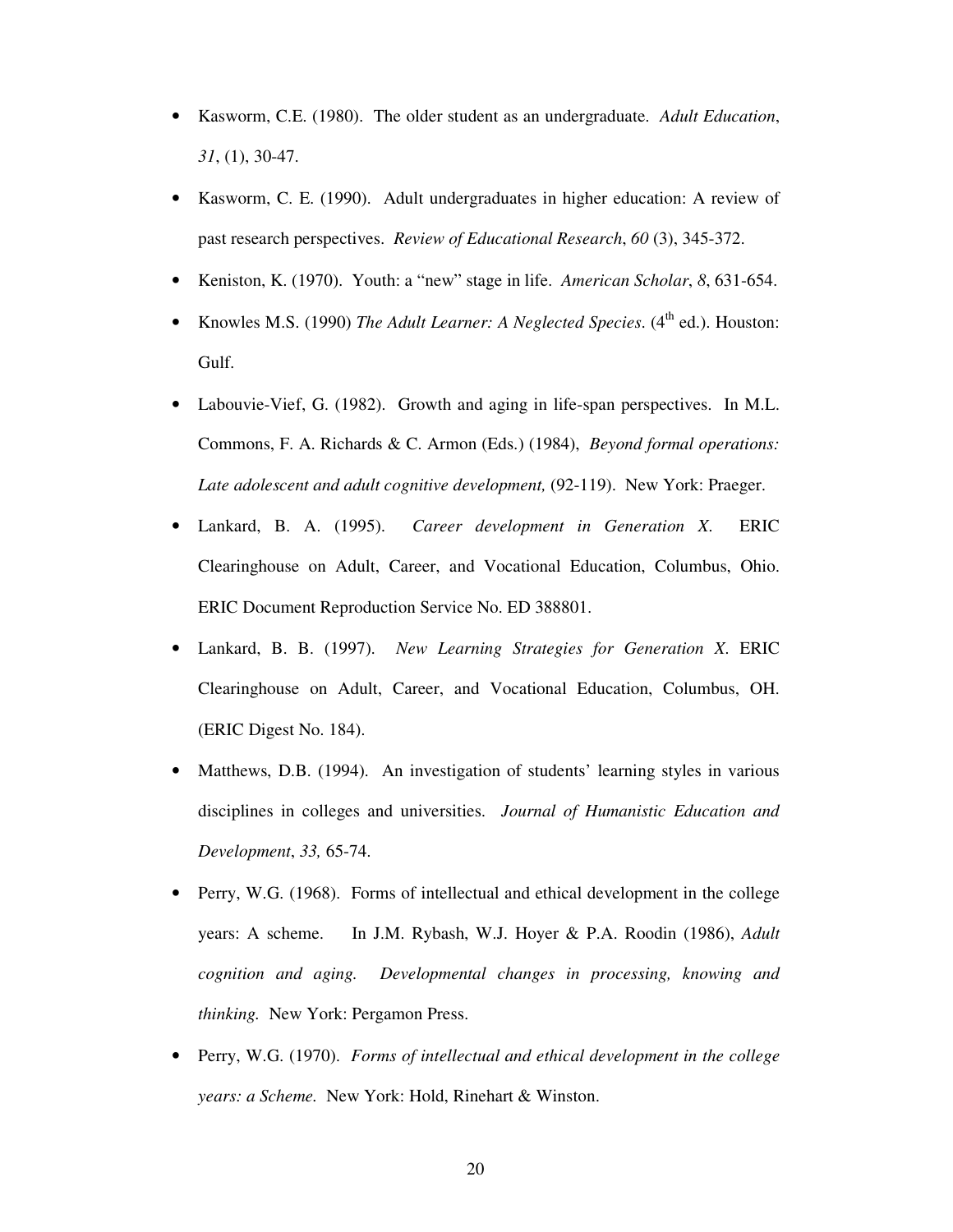- Kasworm, C.E. (1980). The older student as an undergraduate. *Adult Education*, *31*, (1), 30-47.
- Kasworm, C. E. (1990). Adult undergraduates in higher education: A review of past research perspectives. *Review of Educational Research*, *60* (3), 345-372.
- Keniston, K. (1970). Youth: a "new" stage in life. *American Scholar*, *8*, 631-654.
- Knowles M.S. (1990) *The Adult Learner: A Neglected Species*. (4th ed.). Houston: Gulf.
- Labouvie-Vief, G. (1982). Growth and aging in life-span perspectives. In M.L. Commons, F. A. Richards & C. Armon (Eds.) (1984), *Beyond formal operations: Late adolescent and adult cognitive development,* (92-119). New York: Praeger.
- Lankard, B. A. (1995). *Career development in Generation X*. ERIC Clearinghouse on Adult, Career, and Vocational Education, Columbus, Ohio. ERIC Document Reproduction Service No. ED 388801.
- Lankard, B. B. (1997). *New Learning Strategies for Generation X*. ERIC Clearinghouse on Adult, Career, and Vocational Education, Columbus, OH. (ERIC Digest No. 184).
- Matthews, D.B. (1994). An investigation of students' learning styles in various disciplines in colleges and universities. *Journal of Humanistic Education and Development*, *33,* 65-74.
- Perry, W.G. (1968). Forms of intellectual and ethical development in the college years: A scheme. In J.M. Rybash, W.J. Hoyer & P.A. Roodin (1986), *Adult cognition and aging. Developmental changes in processing, knowing and thinking.* New York: Pergamon Press.
- Perry, W.G. (1970). *Forms of intellectual and ethical development in the college years: a Scheme.* New York: Hold, Rinehart & Winston.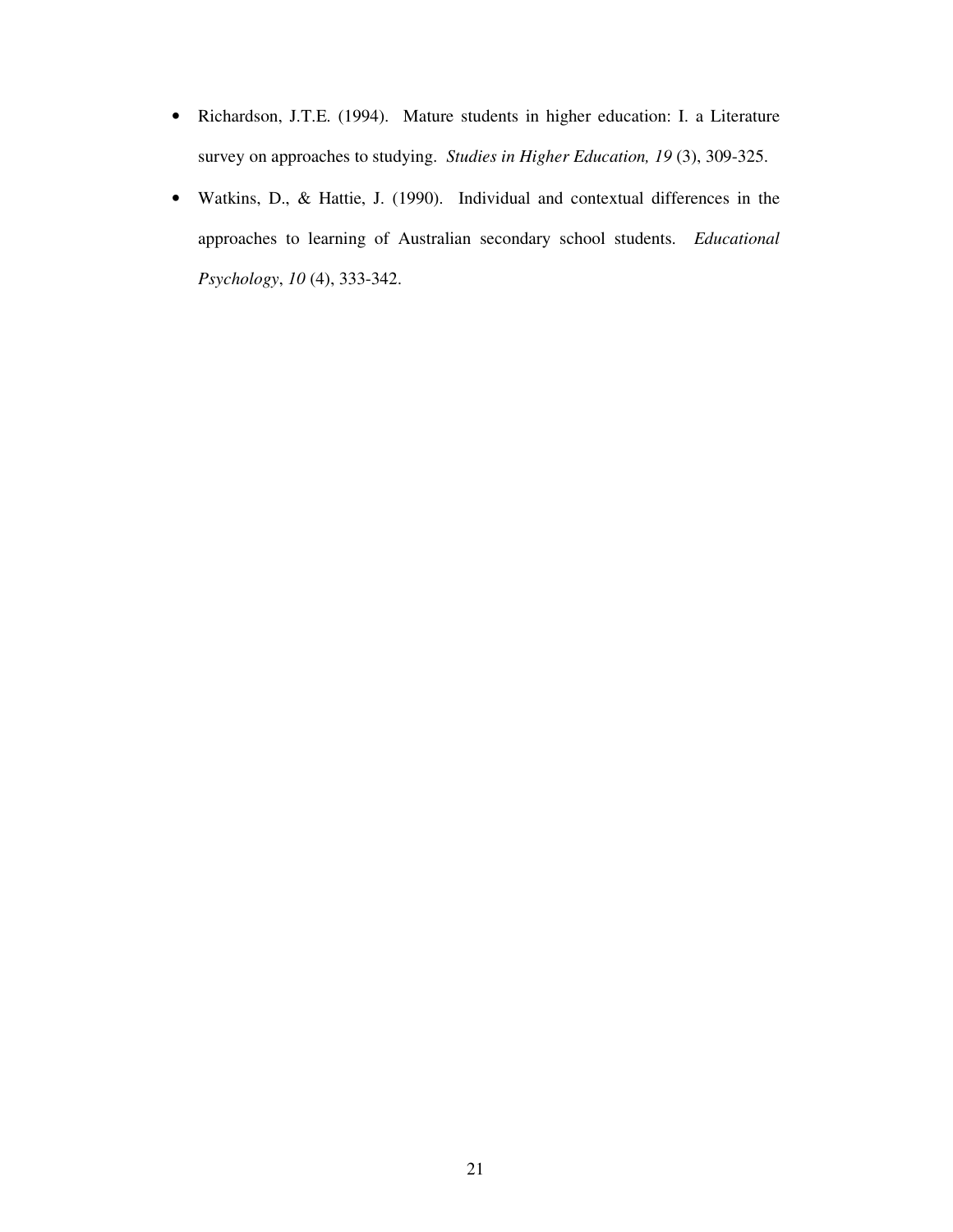- Richardson, J.T.E. (1994). Mature students in higher education: I. a Literature survey on approaches to studying. *Studies in Higher Education, 19* (3), 309-325.
- Watkins, D., & Hattie, J. (1990). Individual and contextual differences in the approaches to learning of Australian secondary school students. *Educational Psychology*, *10* (4), 333-342.